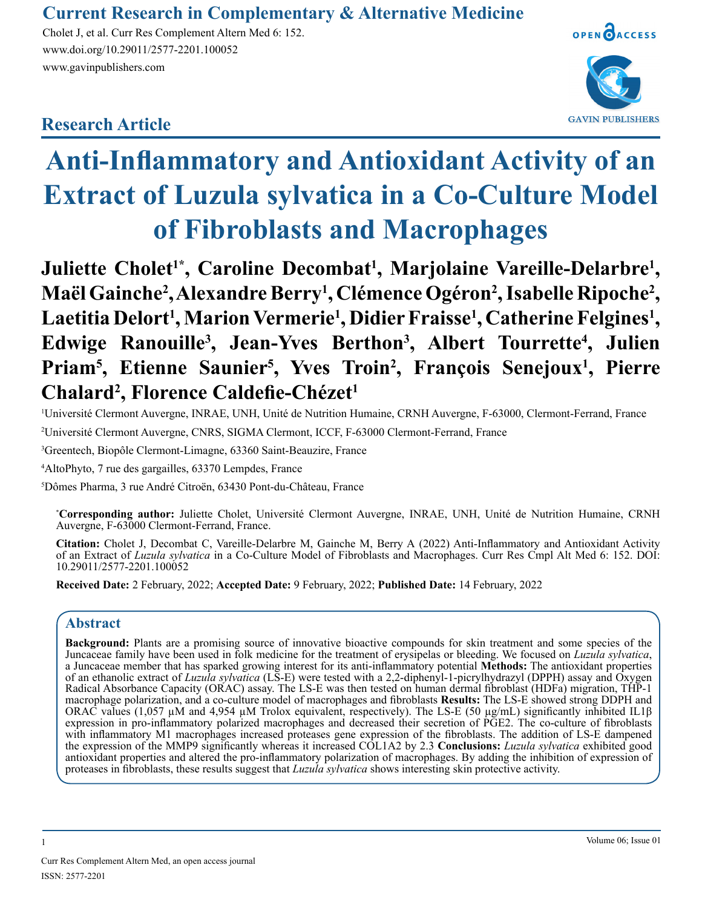**Research Article**

# Anti-Inflammatory and Antioxidant Activity of an Extract of Luzula sylvatica in a Co-Culture Model of Fibroblasts and Macrophages

**Juliette Cholet[1*], Caroline Decombat[1], Marjolaine Vareille-Delarbre[1], Maël Gainche[2], Alexandre Berry[1], Clémence Ogéron[2], Isabelle Ripoche[2], Laetitia Delort[1], Marion Vermerie[1], Didier Fraisse[1], Catherine Felgines[1], Edwige Ranouille[3], Jean-Yves Berthon[3], Albert Tourrette[4], Julien Priam[5], Etienne Saunier[5], Yves Troin[2], François Senejoux[1], Pierre Chalard[2], Florence Caldefie-Chézet[1]**

[1]Université Clermont Auvergne, INRAE, UNH, Unité de Nutrition Humaine, CRNH Auvergne, F-63000, Clermont-Ferrand, France

[2]Université Clermont Auvergne, CNRS, SIGMA Clermont, ICCF, F-63000 Clermont-Ferrand, France

[3]Greentech, Biopôle Clermont-Limagne, 63360 Saint-Beauzire, France

[4]AltoPhyto, 7 rue des gargailles, 63370 Lempdes, France

[5]Dômes Pharma, 3 rue André Citroën, 63430 Pont-du-Château, France

[*]**Corresponding author:** Juliette Cholet, Université Clermont Auvergne, INRAE, UNH, Unité de Nutrition Humaine, CRNH Auvergne, F-63000 Clermont-Ferrand, France.

**Citation:** Cholet J, Decombat C, Vareille-Delarbre M, Gainche M, Berry A (2022) Anti-Inflammatory and Antioxidant Activity of an Extract of *Luzula sylvatica* in a Co-Culture Model of Fibroblasts and Macrophages. Curr Res Cmpl Alt Med 6: 152. DOI: 10.29011/2577-2201.100052

**Received Date:** 2 February, 2022; **Accepted Date:** 9 February, 2022; **Published Date:** 14 February, 2022

## Abstract

**Background:** Plants are a promising source of innovative bioactive compounds for skin treatment and some species of the Juncaceae family have been used in folk medicine for the treatment of erysipelas or bleeding. We focused on *Luzula sylvatica*, a Juncaceae member that has sparked growing interest for its anti-inflammatory potential **Methods:** The antioxidant properties of an ethanolic extract of *Luzula sylvatica* (LS-E) were tested with a 2,2-diphenyl-1-picrylhydrazyl (DPPH) assay and Oxygen Radical Absorbance Capacity (ORAC) assay. The LS-E was then tested on human dermal fibroblast (HDFa) migration, THP-1 macrophage polarization, and a co-culture model of macrophages and fibroblasts **Results:** The LS-E showed strong DDPH and ORAC values (1,057 µM and 4,954 µM Trolox equivalent, respectively). The LS-E (50 µg/mL) significantly inhibited IL1β expression in pro-inflammatory polarized macrophages and decreased their secretion of PGE2. The co-culture of fibroblasts with inflammatory M1 macrophages increased proteases gene expression of the fibroblasts. The addition of LS-E dampened the expression of the MMP9 significantly whereas it increased COL1A2 by 2.3 **Conclusions:** *Luzula sylvatica* exhibited good antioxidant properties and altered the pro-inflammatory polarization of macrophages. By adding the inhibition of expression of proteases in fibroblasts, these results suggest that *Luzula sylvatica* shows interesting skin protective activity.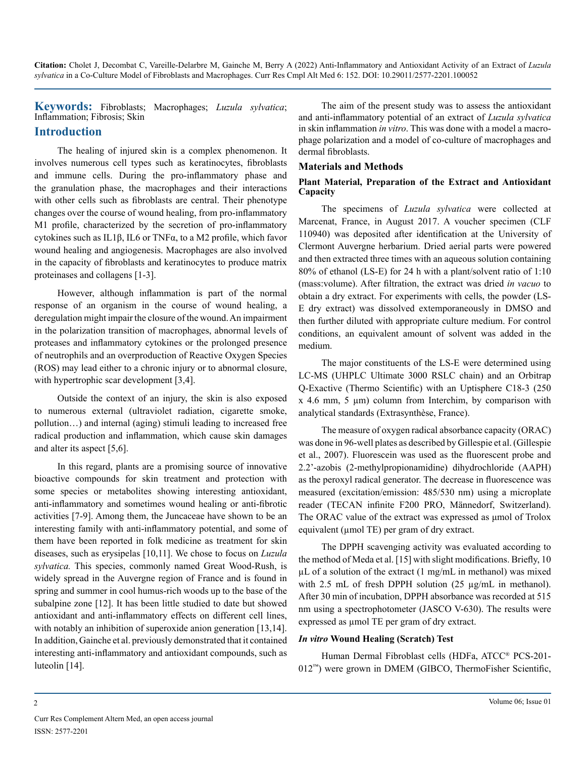**Keywords:** Fibroblasts; Macrophages; *Luzula sylvatica*; Inflammation; Fibrosis; Skin

## Introduction

The healing of injured skin is a complex phenomenon. It involves numerous cell types such as keratinocytes, fibroblasts and immune cells. During the pro-inflammatory phase and the granulation phase, the macrophages and their interactions with other cells such as fibroblasts are central. Their phenotype changes over the course of wound healing, from pro-inflammatory M1 profile, characterized by the secretion of pro-inflammatory cytokines such as IL1β, IL6 or TNFα, to a M2 profile, which favor wound healing and angiogenesis. Macrophages are also involved in the capacity of fibroblasts and keratinocytes to produce matrix proteinases and collagens [1-3].

However, although inflammation is part of the normal response of an organism in the course of wound healing, a deregulation might impair the closure of the wound. An impairment in the polarization transition of macrophages, abnormal levels of proteases and inflammatory cytokines or the prolonged presence of neutrophils and an overproduction of Reactive Oxygen Species (ROS) may lead either to a chronic injury or to abnormal closure, with hypertrophic scar development [3,4].

Outside the context of an injury, the skin is also exposed to numerous external (ultraviolet radiation, cigarette smoke, pollution…) and internal (aging) stimuli leading to increased free radical production and inflammation, which cause skin damages and alter its aspect [5,6].

In this regard, plants are a promising source of innovative bioactive compounds for skin treatment and protection with some species or metabolites showing interesting antioxidant, anti-inflammatory and sometimes wound healing or anti-fibrotic activities [7-9]. Among them, the Juncaceae have shown to be an interesting family with anti-inflammatory potential, and some of them have been reported in folk medicine as treatment for skin diseases, such as erysipelas [10,11]. We chose to focus on *Luzula sylvatica.* This species, commonly named Great Wood-Rush, is widely spread in the Auvergne region of France and is found in spring and summer in cool humus-rich woods up to the base of the subalpine zone [12]. It has been little studied to date but showed antioxidant and anti-inflammatory effects on different cell lines, with notably an inhibition of superoxide anion generation [13,14]. In addition, Gainche et al. previously demonstrated that it contained interesting anti-inflammatory and antioxidant compounds, such as luteolin [14].

The aim of the present study was to assess the antioxidant and anti-inflammatory potential of an extract of *Luzula sylvatica* in skin inflammation *in vitro*. This was done with a model a macrophage polarization and a model of co-culture of macrophages and dermal fibroblasts.

## Materials and Methods

### Plant Material, Preparation of the Extract and Antioxidant Capacity

The specimens of *Luzula sylvatica* were collected at Marcenat, France, in August 2017. A voucher specimen (CLF 110940) was deposited after identification at the University of Clermont Auvergne herbarium. Dried aerial parts were powered and then extracted three times with an aqueous solution containing 80% of ethanol (LS-E) for 24 h with a plant/solvent ratio of 1:10 (mass:volume). After filtration, the extract was dried *in vacuo* to obtain a dry extract. For experiments with cells, the powder (LS-E dry extract) was dissolved extemporaneously in DMSO and then further diluted with appropriate culture medium. For control conditions, an equivalent amount of solvent was added in the medium.

The major constituents of the LS-E were determined using LC-MS (UHPLC Ultimate 3000 RSLC chain) and an Orbitrap Q-Exactive (Thermo Scientific) with an Uptisphere C18-3 (250 x 4.6 mm, 5 µm) column from Interchim, by comparison with analytical standards (Extrasynthèse, France).

The measure of oxygen radical absorbance capacity (ORAC) was done in 96-well plates as described by Gillespie et al. (Gillespie et al., 2007). Fluorescein was used as the fluorescent probe and 2.2'-azobis (2-methylpropionamidine) dihydrochloride (AAPH) as the peroxyl radical generator. The decrease in fluorescence was measured (excitation/emission: 485/530 nm) using a microplate reader (TECAN infinite F200 PRO, Männedorf, Switzerland). The ORAC value of the extract was expressed as µmol of Trolox equivalent (µmol TE) per gram of dry extract.

The DPPH scavenging activity was evaluated according to the method of Meda et al. [15] with slight modifications. Briefly, 10 µL of a solution of the extract (1 mg/mL in methanol) was mixed with 2.5 mL of fresh DPPH solution (25 µg/mL in methanol). After 30 min of incubation, DPPH absorbance was recorded at 515 nm using a spectrophotometer (JASCO V-630). The results were expressed as µmol TE per gram of dry extract.

### *In vitro* Wound Healing (Scratch) Test

Human Dermal Fibroblast cells (HDFa, ATCC® PCS-201-012™) were grown in DMEM (GIBCO, ThermoFisher Scientific,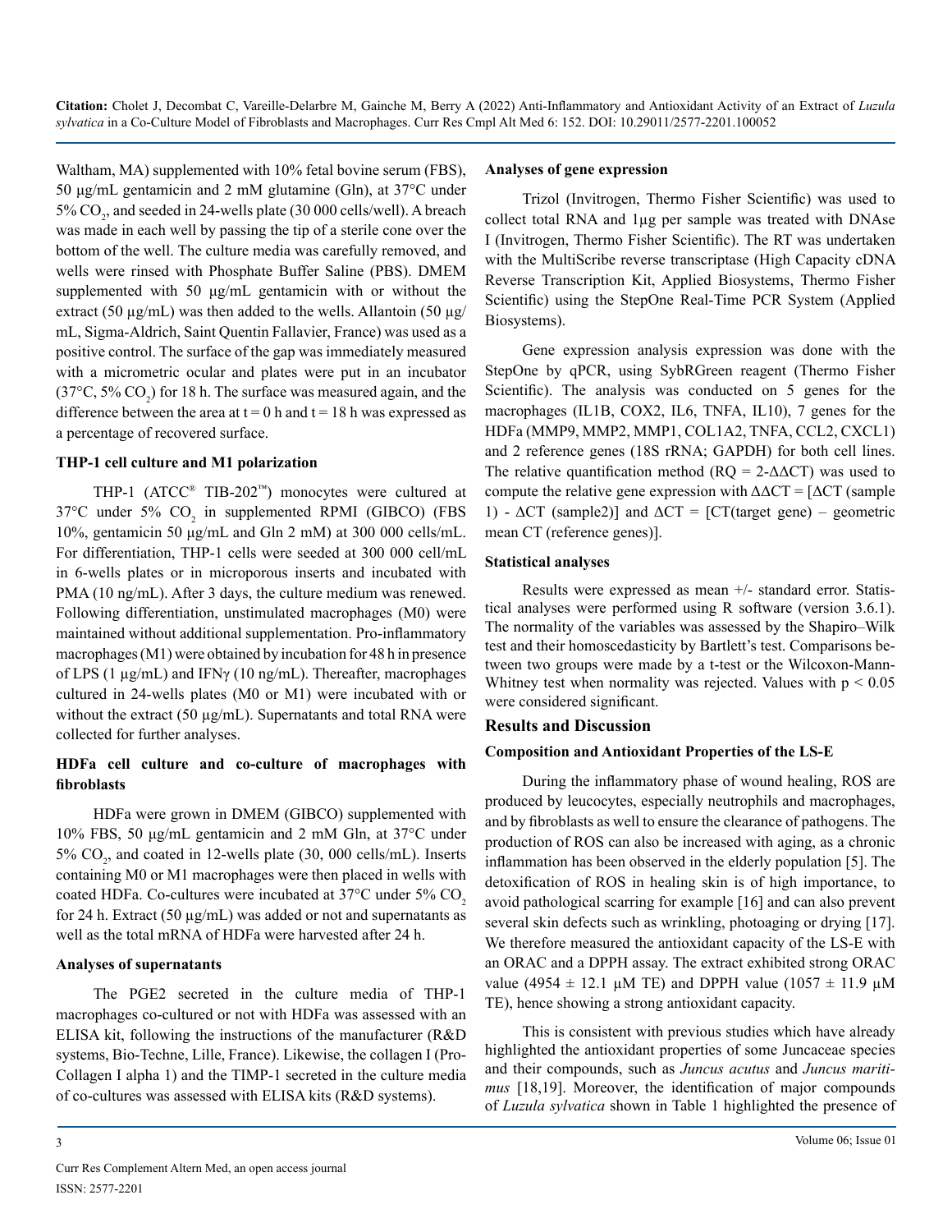Waltham, MA) supplemented with 10% fetal bovine serum (FBS), 50 µg/mL gentamicin and 2 mM glutamine (Gln), at 37°C under 5% $CO_2$, and seeded in 24-wells plate (30 000 cells/well). A breach was made in each well by passing the tip of a sterile cone over the bottom of the well. The culture media was carefully removed, and wells were rinsed with Phosphate Buffer Saline (PBS). DMEM supplemented with 50 µg/mL gentamicin with or without the extract (50 µg/mL) was then added to the wells. Allantoin (50 µg/mL, Sigma-Aldrich, Saint Quentin Fallavier, France) was used as a positive control. The surface of the gap was immediately measured with a micrometric ocular and plates were put in an incubator (37°C, 5% $CO_2$) for 18 h. The surface was measured again, and the difference between the area at t = 0 h and t = 18 h was expressed as a percentage of recovered surface.

**THP-1 cell culture and M1 polarization**

THP-1 (ATCC® TIB-202™) monocytes were cultured at 37°C under 5% $CO_2$ in supplemented RPMI (GIBCO) (FBS 10%, gentamicin 50 µg/mL and Gln 2 mM) at 300 000 cells/mL. For differentiation, THP-1 cells were seeded at 300 000 cell/mL in 6-wells plates or in microporous inserts and incubated with PMA (10 ng/mL). After 3 days, the culture medium was renewed. Following differentiation, unstimulated macrophages (M0) were maintained without additional supplementation. Pro-inflammatory macrophages (M1) were obtained by incubation for 48 h in presence of LPS (1 µg/mL) and IFNγ (10 ng/mL). Thereafter, macrophages cultured in 24-wells plates (M0 or M1) were incubated with or without the extract (50 µg/mL). Supernatants and total RNA were collected for further analyses.

**HDFa cell culture and co-culture of macrophages with fibroblasts**

HDFa were grown in DMEM (GIBCO) supplemented with 10% FBS, 50 µg/mL gentamicin and 2 mM Gln, at 37°C under 5% $CO_2$, and coated in 12-wells plate (30, 000 cells/mL). Inserts containing M0 or M1 macrophages were then placed in wells with coated HDFa. Co-cultures were incubated at 37°C under 5% $CO_2$ for 24 h. Extract (50 µg/mL) was added or not and supernatants as well as the total mRNA of HDFa were harvested after 24 h.

**Analyses of supernatants**

The PGE2 secreted in the culture media of THP-1 macrophages co-cultured or not with HDFa was assessed with an ELISA kit, following the instructions of the manufacturer (R&D systems, Bio-Techne, Lille, France). Likewise, the collagen I (Pro-Collagen I alpha 1) and the TIMP-1 secreted in the culture media of co-cultures was assessed with ELISA kits (R&D systems).

**Analyses of gene expression**

Trizol (Invitrogen, Thermo Fisher Scientific) was used to collect total RNA and 1µg per sample was treated with DNAse I (Invitrogen, Thermo Fisher Scientific). The RT was undertaken with the MultiScribe reverse transcriptase (High Capacity cDNA Reverse Transcription Kit, Applied Biosystems, Thermo Fisher Scientific) using the StepOne Real-Time PCR System (Applied Biosystems).

Gene expression analysis expression was done with the StepOne by qPCR, using SybRGreen reagent (Thermo Fisher Scientific). The analysis was conducted on 5 genes for the macrophages (IL1B, COX2, IL6, TNFA, IL10), 7 genes for the HDFa (MMP9, MMP2, MMP1, COL1A2, TNFA, CCL2, CXCL1) and 2 reference genes (18S rRNA; GAPDH) for both cell lines. The relative quantification method ($RQ = 2^{-\Delta\Delta CT}$) was used to compute the relative gene expression with $\Delta\Delta CT = [\Delta CT \text{ (sample 1)} - \Delta CT \text{ (sample2)}]$ and $\Delta CT = [CT\text{(target gene)} - \text{geometric mean } CT \text{ (reference genes)}]$.

**Statistical analyses**

Results were expressed as mean +/- standard error. Statistical analyses were performed using R software (version 3.6.1). The normality of the variables was assessed by the Shapiro–Wilk test and their homoscedasticity by Bartlett's test. Comparisons between two groups were made by a t-test or the Wilcoxon-Mann-Whitney test when normality was rejected. Values with $p < 0.05$ were considered significant.

## Results and Discussion

**Composition and Antioxidant Properties of the LS-E**

During the inflammatory phase of wound healing, ROS are produced by leucocytes, especially neutrophils and macrophages, and by fibroblasts as well to ensure the clearance of pathogens. The production of ROS can also be increased with aging, as a chronic inflammation has been observed in the elderly population [5]. The detoxification of ROS in healing skin is of high importance, to avoid pathological scarring for example [16] and can also prevent several skin defects such as wrinkling, photoaging or drying [17]. We therefore measured the antioxidant capacity of the LS-E with an ORAC and a DPPH assay. The extract exhibited strong ORAC value (4954 ± 12.1 µM TE) and DPPH value (1057 ± 11.9 µM TE), hence showing a strong antioxidant capacity.

This is consistent with previous studies which have already highlighted the antioxidant properties of some Juncaceae species and their compounds, such as *Juncus acutus* and *Juncus maritimus* [18,19]. Moreover, the identification of major compounds of *Luzula sylvatica* shown in Table 1 highlighted the presence of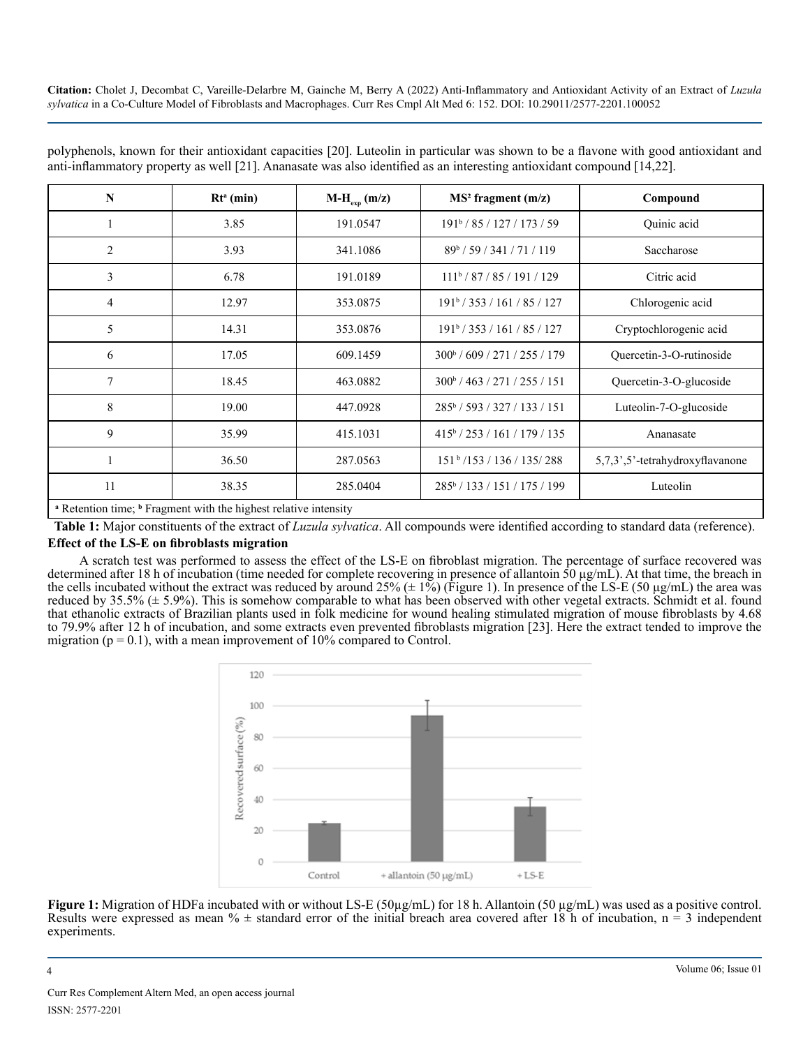polyphenols, known for their antioxidant capacities [20]. Luteolin in particular was shown to be a flavone with good antioxidant and anti-inflammatory property as well [21]. Ananasate was also identified as an interesting antioxidant compound [14,22].

| N | Rt[a] (min) | $M\text{-}H_{exp}$ (m/z) | MS² fragment (m/z) | Compound |
|---|---|---|---|---|
| 1 | 3.85 | 191.0547 | 191[b] / 85 / 127 / 173 / 59 | Quinic acid |
| 2 | 3.93 | 341.1086 | 89[b] / 59 / 341 / 71 / 119 | Saccharose |
| 3 | 6.78 | 191.0189 | 111[b] / 87 / 85 / 191 / 129 | Citric acid |
| 4 | 12.97 | 353.0875 | 191[b] / 353 / 161 / 85 / 127 | Chlorogenic acid |
| 5 | 14.31 | 353.0876 | 191[b] / 353 / 161 / 85 / 127 | Cryptochlorogenic acid |
| 6 | 17.05 | 609.1459 | 300[b] / 609 / 271 / 255 / 179 | Quercetin-3-O-rutinoside |
| 7 | 18.45 | 463.0882 | 300[b] / 463 / 271 / 255 / 151 | Quercetin-3-O-glucoside |
| 8 | 19.00 | 447.0928 | 285[b] / 593 / 327 / 133 / 151 | Luteolin-7-O-glucoside |
| 9 | 35.99 | 415.1031 | 415[b] / 253 / 161 / 179 / 135 | Ananasate |
| 1 | 36.50 | 287.0563 | 151[b] /153 / 136 / 135/ 288 | 5,7,3',5'-tetrahydroxyflavanone |
| 11 | 38.35 | 285.0404 | 285[b] / 133 / 151 / 175 / 199 | Luteolin |

[a] Retention time; [b] Fragment with the highest relative intensity

**Table 1:** Major constituents of the extract of *Luzula sylvatica*. All compounds were identified according to standard data (reference).

### Effect of the LS-E on fibroblasts migration

A scratch test was performed to assess the effect of the LS-E on fibroblast migration. The percentage of surface recovered was determined after 18 h of incubation (time needed for complete recovering in presence of allantoin 50 µg/mL). At that time, the breach in the cells incubated without the extract was reduced by around 25% (± 1%) (Figure 1). In presence of the LS-E (50 µg/mL) the area was reduced by 35.5% (± 5.9%). This is somehow comparable to what has been observed with other vegetal extracts. Schmidt et al. found that ethanolic extracts of Brazilian plants used in folk medicine for wound healing stimulated migration of mouse fibroblasts by 4.68 to 79.9% after 12 h of incubation, and some extracts even prevented fibroblasts migration [23]. Here the extract tended to improve the migration ($p = 0.1$), with a mean improvement of 10% compared to Control.

**Figure 1:** Migration of HDFa incubated with or without LS-E (50µg/mL) for 18 h. Allantoin (50 µg/mL) was used as a positive control. Results were expressed as mean % ± standard error of the initial breach area covered after 18 h of incubation, n = 3 independent experiments.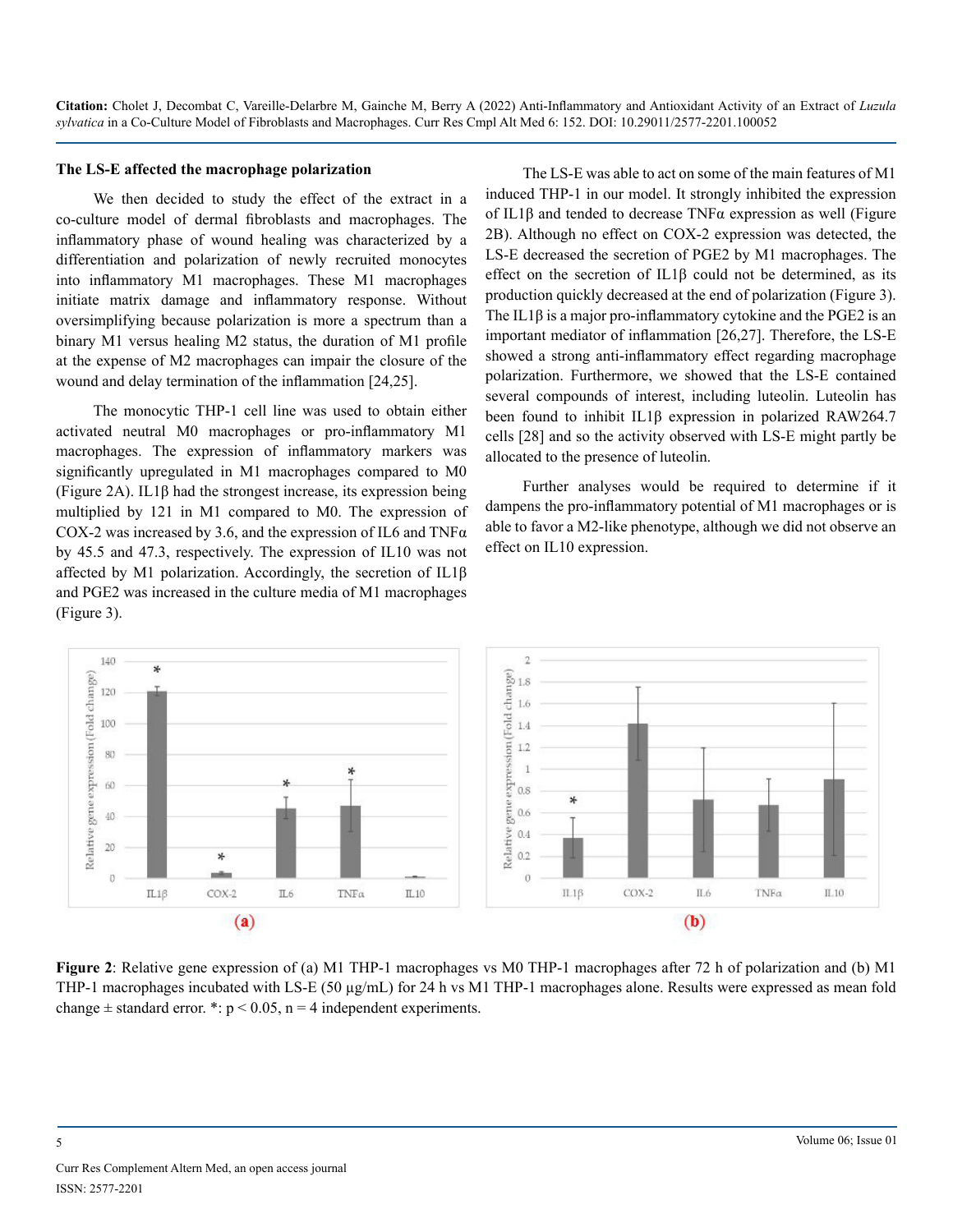### The LS-E affected the macrophage polarization

We then decided to study the effect of the extract in a co-culture model of dermal fibroblasts and macrophages. The inflammatory phase of wound healing was characterized by a differentiation and polarization of newly recruited monocytes into inflammatory M1 macrophages. These M1 macrophages initiate matrix damage and inflammatory response. Without oversimplifying because polarization is more a spectrum than a binary M1 versus healing M2 status, the duration of M1 profile at the expense of M2 macrophages can impair the closure of the wound and delay termination of the inflammation [24,25].

The monocytic THP-1 cell line was used to obtain either activated neutral M0 macrophages or pro-inflammatory M1 macrophages. The expression of inflammatory markers was significantly upregulated in M1 macrophages compared to M0 (Figure 2A). IL1β had the strongest increase, its expression being multiplied by 121 in M1 compared to M0. The expression of COX-2 was increased by 3.6, and the expression of IL6 and TNFα by 45.5 and 47.3, respectively. The expression of IL10 was not affected by M1 polarization. Accordingly, the secretion of IL1β and PGE2 was increased in the culture media of M1 macrophages (Figure 3).

The LS-E was able to act on some of the main features of M1 induced THP-1 in our model. It strongly inhibited the expression of IL1β and tended to decrease TNFα expression as well (Figure 2B). Although no effect on COX-2 expression was detected, the LS-E decreased the secretion of PGE2 by M1 macrophages. The effect on the secretion of IL1β could not be determined, as its production quickly decreased at the end of polarization (Figure 3). The IL1β is a major pro-inflammatory cytokine and the PGE2 is an important mediator of inflammation [26,27]. Therefore, the LS-E showed a strong anti-inflammatory effect regarding macrophage polarization. Furthermore, we showed that the LS-E contained several compounds of interest, including luteolin. Luteolin has been found to inhibit IL1β expression in polarized RAW264.7 cells [28] and so the activity observed with LS-E might partly be allocated to the presence of luteolin.

Further analyses would be required to determine if it dampens the pro-inflammatory potential of M1 macrophages or is able to favor a M2-like phenotype, although we did not observe an effect on IL10 expression.

**Figure 2**: Relative gene expression of (a) M1 THP-1 macrophages vs M0 THP-1 macrophages after 72 h of polarization and (b) M1 THP-1 macrophages incubated with LS-E (50 µg/mL) for 24 h vs M1 THP-1 macrophages alone. Results were expressed as mean fold change ± standard error. *: $p < 0.05$, n = 4 independent experiments.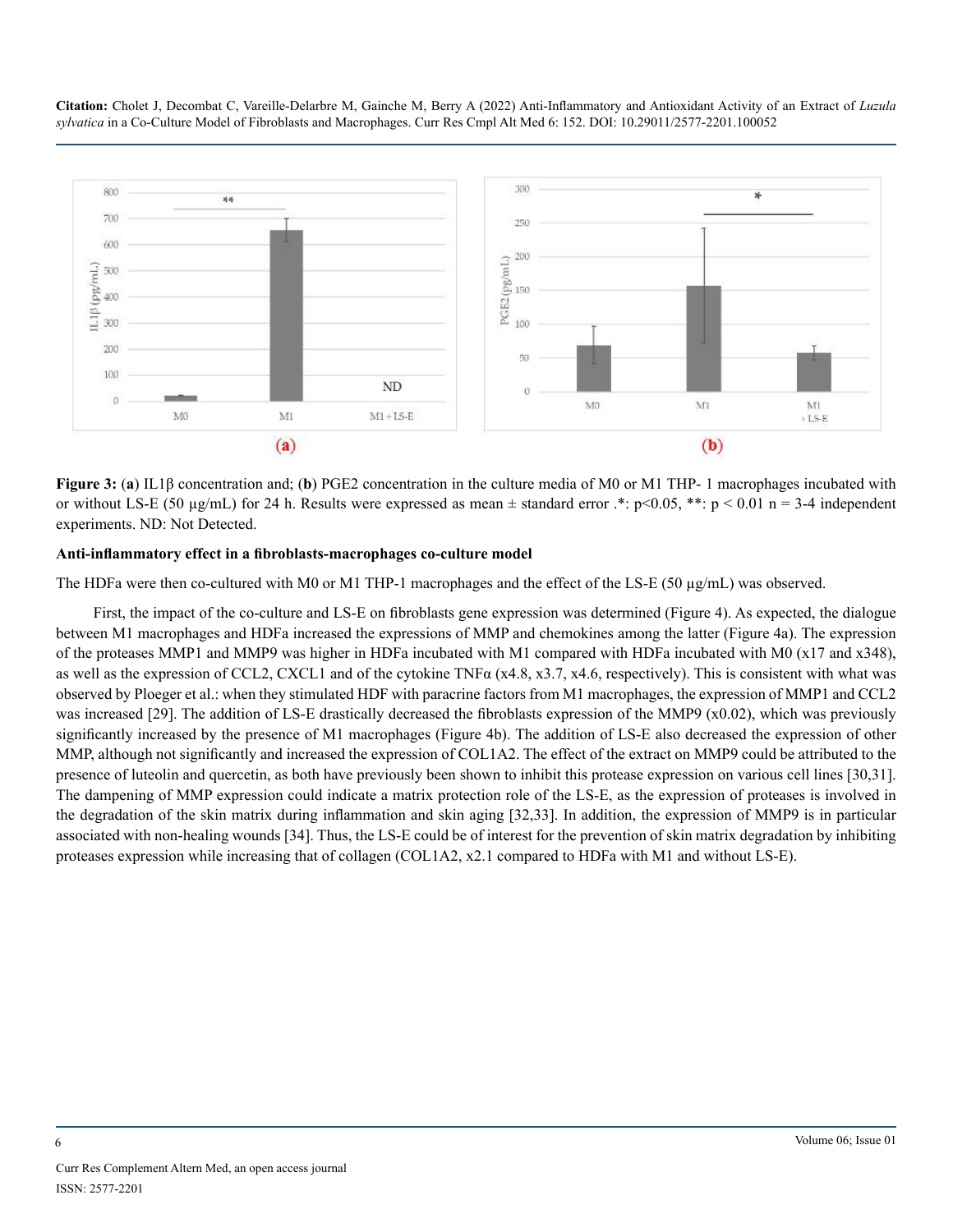**Figure 3:** (**a**) IL1β concentration and; (**b**) PGE2 concentration in the culture media of M0 or M1 THP- 1 macrophages incubated with or without LS-E (50 µg/mL) for 24 h. Results were expressed as mean ± standard error .*: $p<0.05$, **: $p < 0.01$ n = 3-4 independent experiments. ND: Not Detected.

**Anti-inflammatory effect in a fibroblasts-macrophages co-culture model**

The HDFa were then co-cultured with M0 or M1 THP-1 macrophages and the effect of the LS-E (50 µg/mL) was observed.

First, the impact of the co-culture and LS-E on fibroblasts gene expression was determined (Figure 4). As expected, the dialogue between M1 macrophages and HDFa increased the expressions of MMP and chemokines among the latter (Figure 4a). The expression of the proteases MMP1 and MMP9 was higher in HDFa incubated with M1 compared with HDFa incubated with M0 (x17 and x348), as well as the expression of CCL2, CXCL1 and of the cytokine TNFα (x4.8, x3.7, x4.6, respectively). This is consistent with what was observed by Ploeger et al.: when they stimulated HDF with paracrine factors from M1 macrophages, the expression of MMP1 and CCL2 was increased [29]. The addition of LS-E drastically decreased the fibroblasts expression of the MMP9 (x0.02), which was previously significantly increased by the presence of M1 macrophages (Figure 4b). The addition of LS-E also decreased the expression of other MMP, although not significantly and increased the expression of COL1A2. The effect of the extract on MMP9 could be attributed to the presence of luteolin and quercetin, as both have previously been shown to inhibit this protease expression on various cell lines [30,31]. The dampening of MMP expression could indicate a matrix protection role of the LS-E, as the expression of proteases is involved in the degradation of the skin matrix during inflammation and skin aging [32,33]. In addition, the expression of MMP9 is in particular associated with non-healing wounds [34]. Thus, the LS-E could be of interest for the prevention of skin matrix degradation by inhibiting proteases expression while increasing that of collagen (COL1A2, x2.1 compared to HDFa with M1 and without LS-E).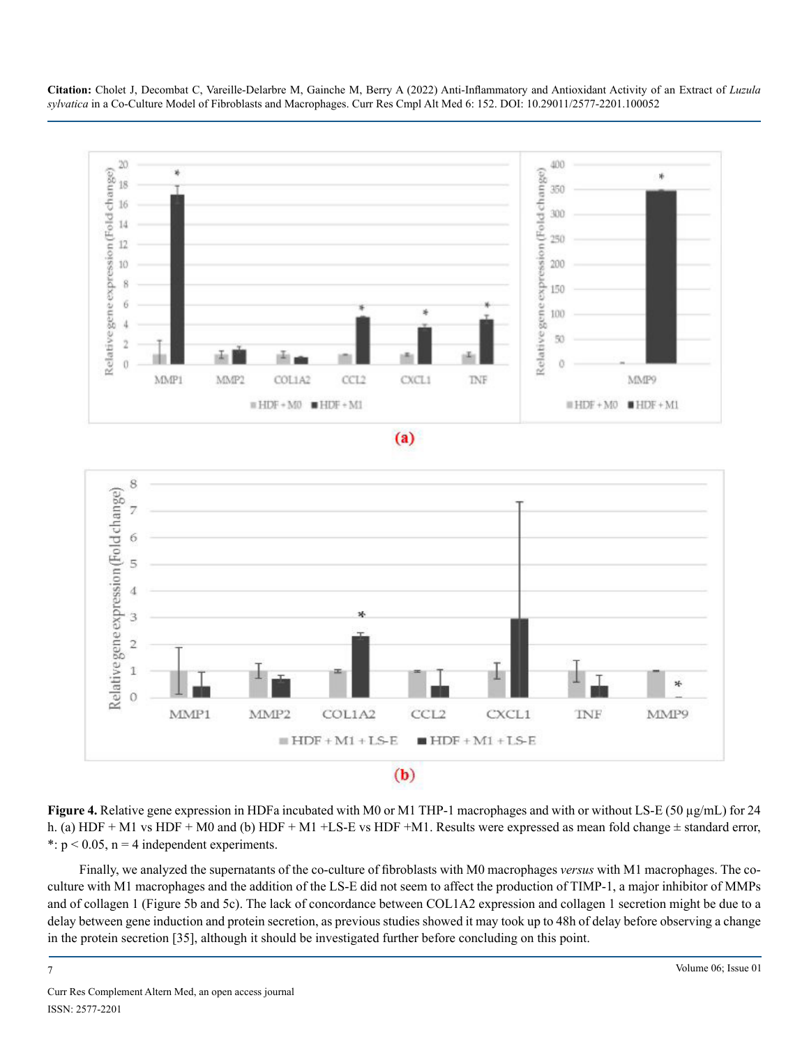**Figure 4.** Relative gene expression in HDFa incubated with M0 or M1 THP-1 macrophages and with or without LS-E (50 µg/mL) for 24 h. (a) HDF + M1 vs HDF + M0 and (b) HDF + M1 +LS-E vs HDF +M1. Results were expressed as mean fold change ± standard error, *: $p < 0.05$, n = 4 independent experiments.

Finally, we analyzed the supernatants of the co-culture of fibroblasts with M0 macrophages *versus* with M1 macrophages. The co-culture with M1 macrophages and the addition of the LS-E did not seem to affect the production of TIMP-1, a major inhibitor of MMPs and of collagen 1 (Figure 5b and 5c). The lack of concordance between COL1A2 expression and collagen 1 secretion might be due to a delay between gene induction and protein secretion, as previous studies showed it may took up to 48h of delay before observing a change in the protein secretion [35], although it should be investigated further before concluding on this point.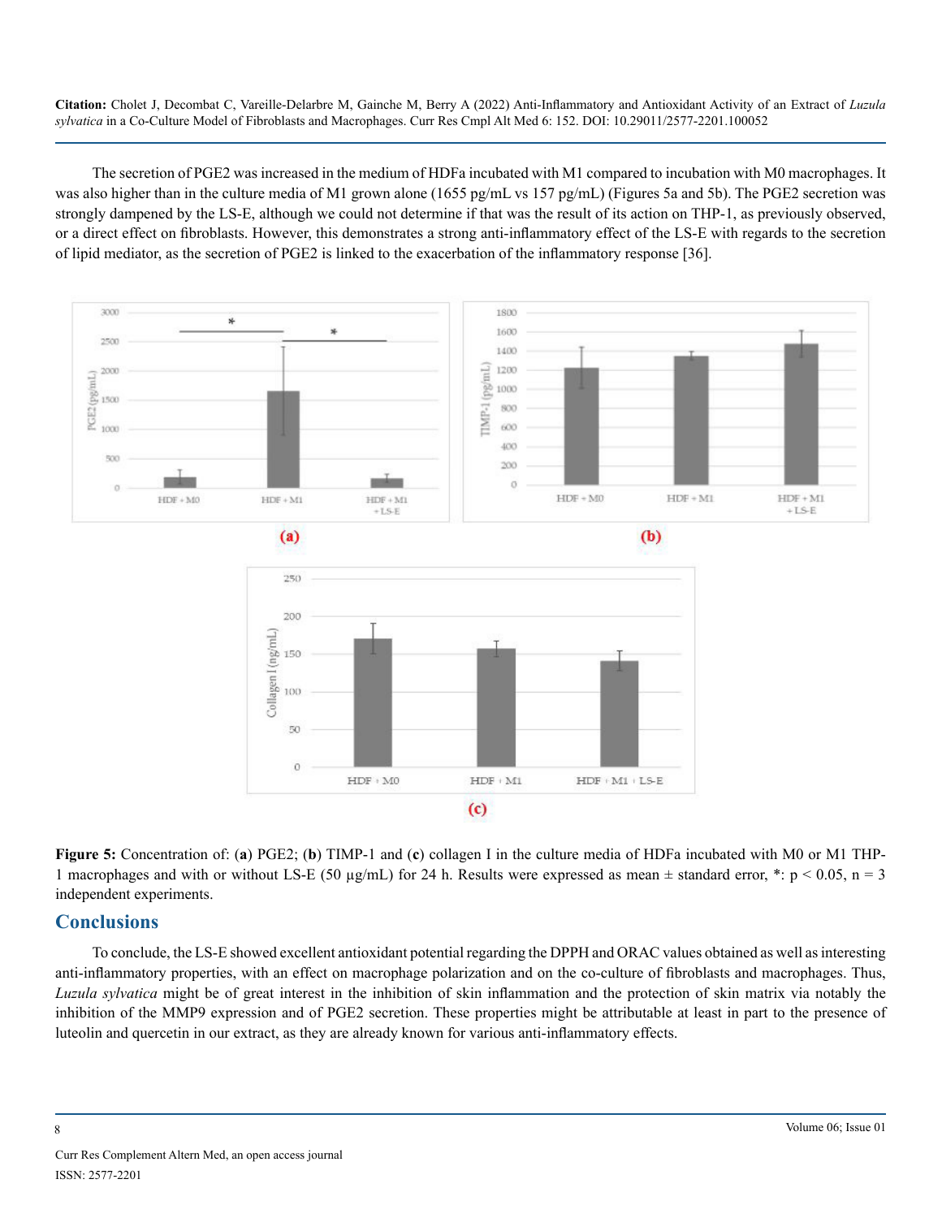The secretion of PGE2 was increased in the medium of HDFa incubated with M1 compared to incubation with M0 macrophages. It was also higher than in the culture media of M1 grown alone (1655 pg/mL vs 157 pg/mL) (Figures 5a and 5b). The PGE2 secretion was strongly dampened by the LS-E, although we could not determine if that was the result of its action on THP-1, as previously observed, or a direct effect on fibroblasts. However, this demonstrates a strong anti-inflammatory effect of the LS-E with regards to the secretion of lipid mediator, as the secretion of PGE2 is linked to the exacerbation of the inflammatory response [36].

**Figure 5:** Concentration of: (**a**) PGE2; (**b**) TIMP-1 and (**c**) collagen I in the culture media of HDFa incubated with M0 or M1 THP-1 macrophages and with or without LS-E (50 µg/mL) for 24 h. Results were expressed as mean ± standard error, *: $p < 0.05$, n = 3 independent experiments.

## Conclusions

To conclude, the LS-E showed excellent antioxidant potential regarding the DPPH and ORAC values obtained as well as interesting anti-inflammatory properties, with an effect on macrophage polarization and on the co-culture of fibroblasts and macrophages. Thus, *Luzula sylvatica* might be of great interest in the inhibition of skin inflammation and the protection of skin matrix via notably the inhibition of the MMP9 expression and of PGE2 secretion. These properties might be attributable at least in part to the presence of luteolin and quercetin in our extract, as they are already known for various anti-inflammatory effects.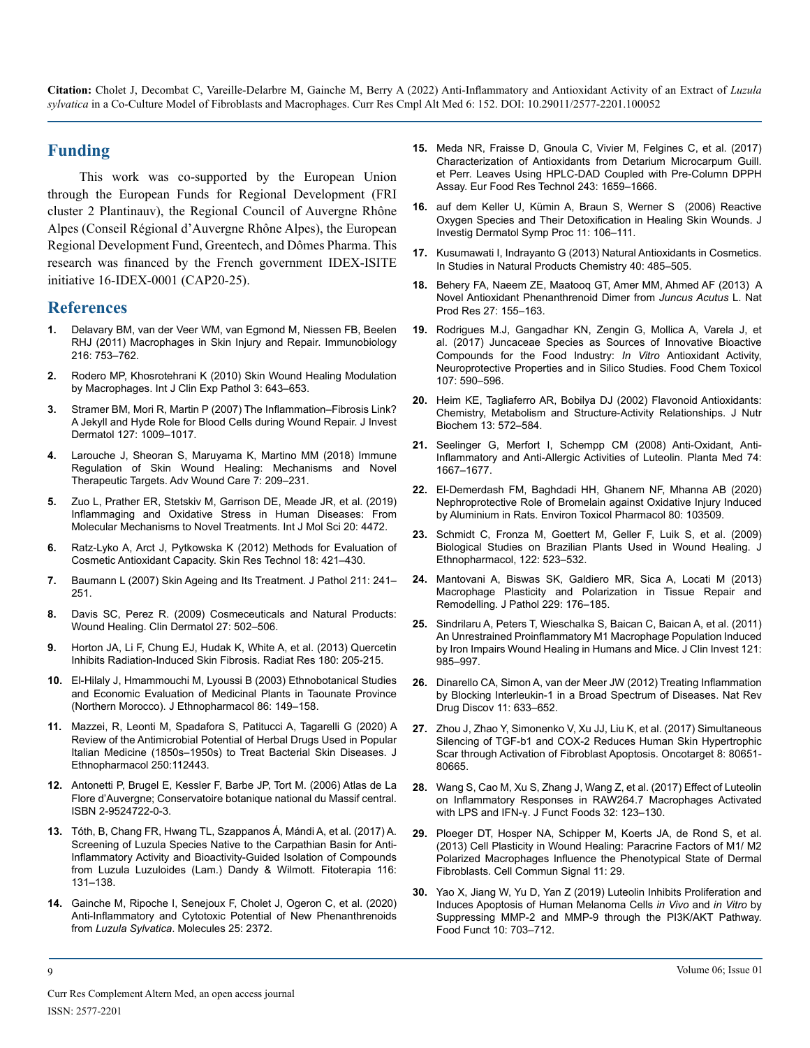## Funding

This work was co-supported by the European Union through the European Funds for Regional Development (FRI cluster 2 Plantinauv), the Regional Council of Auvergne Rhône Alpes (Conseil Régional d'Auvergne Rhône Alpes), the European Regional Development Fund, Greentech, and Dômes Pharma. This research was financed by the French government IDEX-ISITE initiative 16-IDEX-0001 (CAP20-25).

## References

1. Delavary BM, van der Veer WM, van Egmond M, Niessen FB, Beelen RHJ (2011) Macrophages in Skin Injury and Repair. Immunobiology 216: 753–762.
2. Rodero MP, Khosrotehrani K (2010) Skin Wound Healing Modulation by Macrophages. Int J Clin Exp Pathol 3: 643–653.
3. Stramer BM, Mori R, Martin P (2007) The Inflammation–Fibrosis Link? A Jekyll and Hyde Role for Blood Cells during Wound Repair. J Invest Dermatol 127: 1009–1017.
4. Larouche J, Sheoran S, Maruyama K, Martino MM (2018) Immune Regulation of Skin Wound Healing: Mechanisms and Novel Therapeutic Targets. Adv Wound Care 7: 209–231.
5. Zuo L, Prather ER, Stetskiv M, Garrison DE, Meade JR, et al. (2019) Inflammaging and Oxidative Stress in Human Diseases: From Molecular Mechanisms to Novel Treatments. Int J Mol Sci 20: 4472.
6. Ratz-Lyko A, Arct J, Pytkowska K (2012) Methods for Evaluation of Cosmetic Antioxidant Capacity. Skin Res Technol 18: 421–430.
7. Baumann L (2007) Skin Ageing and Its Treatment. J Pathol 211: 241–251.
8. Davis SC, Perez R. (2009) Cosmeceuticals and Natural Products: Wound Healing. Clin Dermatol 27: 502–506.
9. Horton JA, Li F, Chung EJ, Hudak K, White A, et al. (2013) Quercetin Inhibits Radiation-Induced Skin Fibrosis. Radiat Res 180: 205-215.
10. El-Hilaly J, Hmammouchi M, Lyoussi B (2003) Ethnobotanical Studies and Economic Evaluation of Medicinal Plants in Taounate Province (Northern Morocco). J Ethnopharmacol 86: 149–158.
11. Mazzei, R, Leonti M, Spadafora S, Patitucci A, Tagarelli G (2020) A Review of the Antimicrobial Potential of Herbal Drugs Used in Popular Italian Medicine (1850s–1950s) to Treat Bacterial Skin Diseases. J Ethnopharmacol 250:112443.
12. Antonetti P, Brugel E, Kessler F, Barbe JP, Tort M. (2006) Atlas de La Flore d'Auvergne; Conservatoire botanique national du Massif central. ISBN 2-9524722-0-3.
13. Tóth, B, Chang FR, Hwang TL, Szappanos Á, Mándi A, et al. (2017) A. Screening of Luzula Species Native to the Carpathian Basin for Anti-Inflammatory Activity and Bioactivity-Guided Isolation of Compounds from Luzula Luzuloides (Lam.) Dandy & Wilmott. Fitoterapia 116: 131–138.
14. Gainche M, Ripoche I, Senejoux F, Cholet J, Ogeron C, et al. (2020) Anti-Inflammatory and Cytotoxic Potential of New Phenanthrenoids from *Luzula Sylvatica*. Molecules 25: 2372.
15. Meda NR, Fraisse D, Gnoula C, Vivier M, Felgines C, et al. (2017) Characterization of Antioxidants from Detarium Microcarpum Guill. et Perr. Leaves Using HPLC-DAD Coupled with Pre-Column DPPH Assay. Eur Food Res Technol 243: 1659–1666.
16. auf dem Keller U, Kümin A, Braun S, Werner S (2006) Reactive Oxygen Species and Their Detoxification in Healing Skin Wounds. J Investig Dermatol Symp Proc 11: 106–111.
17. Kusumawati I, Indrayanto G (2013) Natural Antioxidants in Cosmetics. In Studies in Natural Products Chemistry 40: 485–505.
18. Behery FA, Naeem ZE, Maatooq GT, Amer MM, Ahmed AF (2013) A Novel Antioxidant Phenanthrenoid Dimer from *Juncus Acutus* L. Nat Prod Res 27: 155–163.
19. Rodrigues MJ, Gangadhar KN, Zengin G, Mollica A, Varela J, et al. (2017) Juncaceae Species as Sources of Innovative Bioactive Compounds for the Food Industry: *In Vitro* Antioxidant Activity, Neuroprotective Properties and in Silico Studies. Food Chem Toxicol 107: 590–596.
20. Heim KE, Tagliaferro AR, Bobilya DJ (2002) Flavonoid Antioxidants: Chemistry, Metabolism and Structure-Activity Relationships. J Nutr Biochem 13: 572–584.
21. Seelinger G, Merfort I, Schempp CM (2008) Anti-Oxidant, Anti-Inflammatory and Anti-Allergic Activities of Luteolin. Planta Med 74: 1667–1677.
22. El-Demerdash FM, Baghdadi HH, Ghanem NF, Mhanna AB (2020) Nephroprotective Role of Bromelain against Oxidative Injury Induced by Aluminium in Rats. Environ Toxicol Pharmacol 80: 103509.
23. Schmidt C, Fronza M, Goettert M, Geller F, Luik S, et al. (2009) Biological Studies on Brazilian Plants Used in Wound Healing. J Ethnopharmacol, 122: 523–532.
24. Mantovani A, Biswas SK, Galdiero MR, Sica A, Locati M (2013) Macrophage Plasticity and Polarization in Tissue Repair and Remodelling. J Pathol 229: 176–185.
25. Sindrilaru A, Peters T, Wieschalka S, Baican C, Baican A, et al. (2011) An Unrestrained Proinflammatory M1 Macrophage Population Induced by Iron Impairs Wound Healing in Humans and Mice. J Clin Invest 121: 985–997.
26. Dinarello CA, Simon A, van der Meer JW (2012) Treating Inflammation by Blocking Interleukin-1 in a Broad Spectrum of Diseases. Nat Rev Drug Discov 11: 633–652.
27. Zhou J, Zhao Y, Simonenko V, Xu JJ, Liu K, et al. (2017) Simultaneous Silencing of TGF-b1 and COX-2 Reduces Human Skin Hypertrophic Scar through Activation of Fibroblast Apoptosis. Oncotarget 8: 80651-80665.
28. Wang S, Cao M, Xu S, Zhang J, Wang Z, et al. (2017) Effect of Luteolin on Inflammatory Responses in RAW264.7 Macrophages Activated with LPS and IFN-γ. J Funct Foods 32: 123–130.
29. Ploeger DT, Hosper NA, Schipper M, Koerts JA, de Rond S, et al. (2013) Cell Plasticity in Wound Healing: Paracrine Factors of M1/ M2 Polarized Macrophages Influence the Phenotypical State of Dermal Fibroblasts. Cell Commun Signal 11: 29.
30. Yao X, Jiang W, Yu D, Yan Z (2019) Luteolin Inhibits Proliferation and Induces Apoptosis of Human Melanoma Cells *in Vivo* and *in Vitro* by Suppressing MMP-2 and MMP-9 through the PI3K/AKT Pathway. Food Funct 10: 703–712.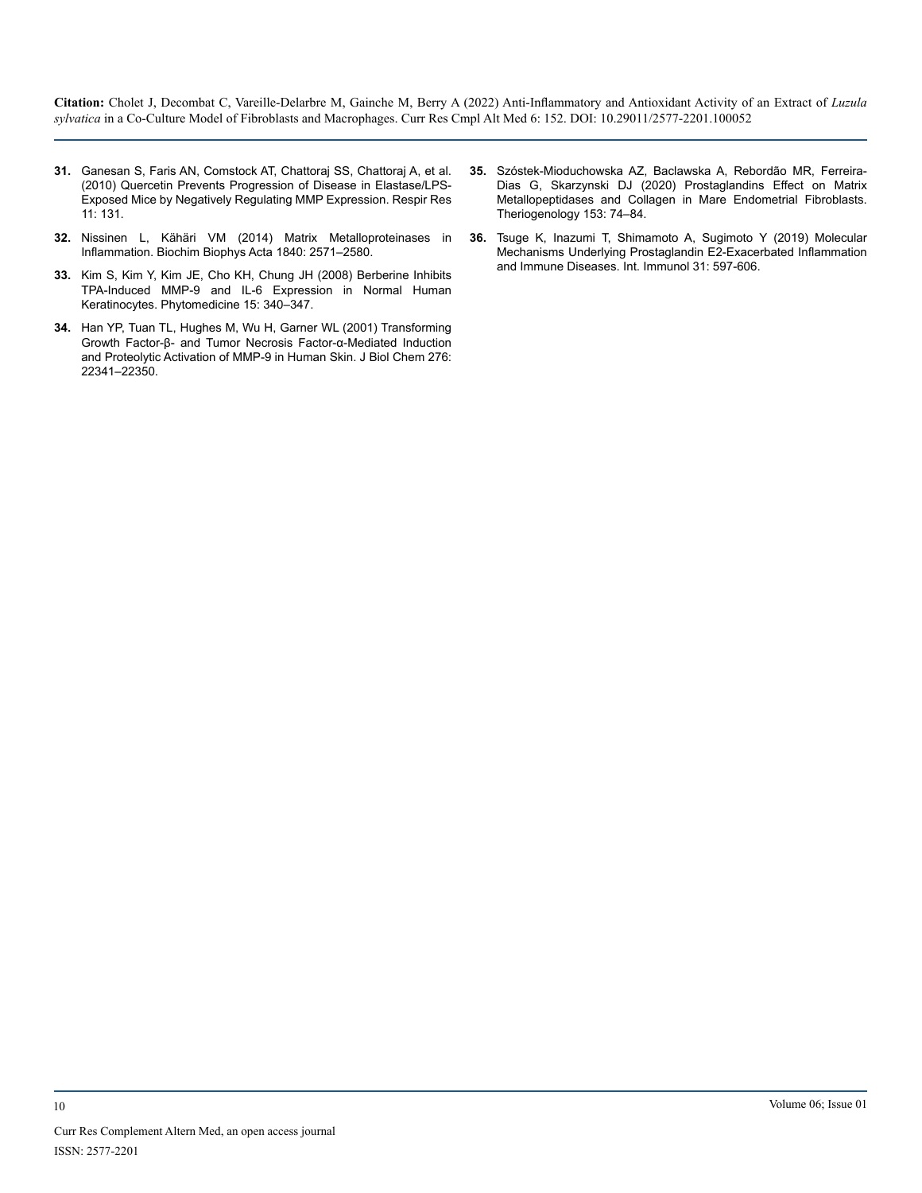31. Ganesan S, Faris AN, Comstock AT, Chattoraj SS, Chattoraj A, et al. (2010) Quercetin Prevents Progression of Disease in Elastase/LPS-Exposed Mice by Negatively Regulating MMP Expression. Respir Res 11: 131.

32. Nissinen L, Kähäri VM (2014) Matrix Metalloproteinases in Inflammation. Biochim Biophys Acta 1840: 2571–2580.

33. Kim S, Kim Y, Kim JE, Cho KH, Chung JH (2008) Berberine Inhibits TPA-Induced MMP-9 and IL-6 Expression in Normal Human Keratinocytes. Phytomedicine 15: 340–347.

34. Han YP, Tuan TL, Hughes M, Wu H, Garner WL (2001) Transforming Growth Factor-β- and Tumor Necrosis Factor-α-Mediated Induction and Proteolytic Activation of MMP-9 in Human Skin. J Biol Chem 276: 22341–22350.

35. Szóstek-Mioduchowska AZ, Baclawska A, Rebordão MR, Ferreira-Dias G, Skarzynski DJ (2020) Prostaglandins Effect on Matrix Metallopeptidases and Collagen in Mare Endometrial Fibroblasts. Theriogenology 153: 74–84.

36. Tsuge K, Inazumi T, Shimamoto A, Sugimoto Y (2019) Molecular Mechanisms Underlying Prostaglandin E2-Exacerbated Inflammation and Immune Diseases. Int. Immunol 31: 597-606.